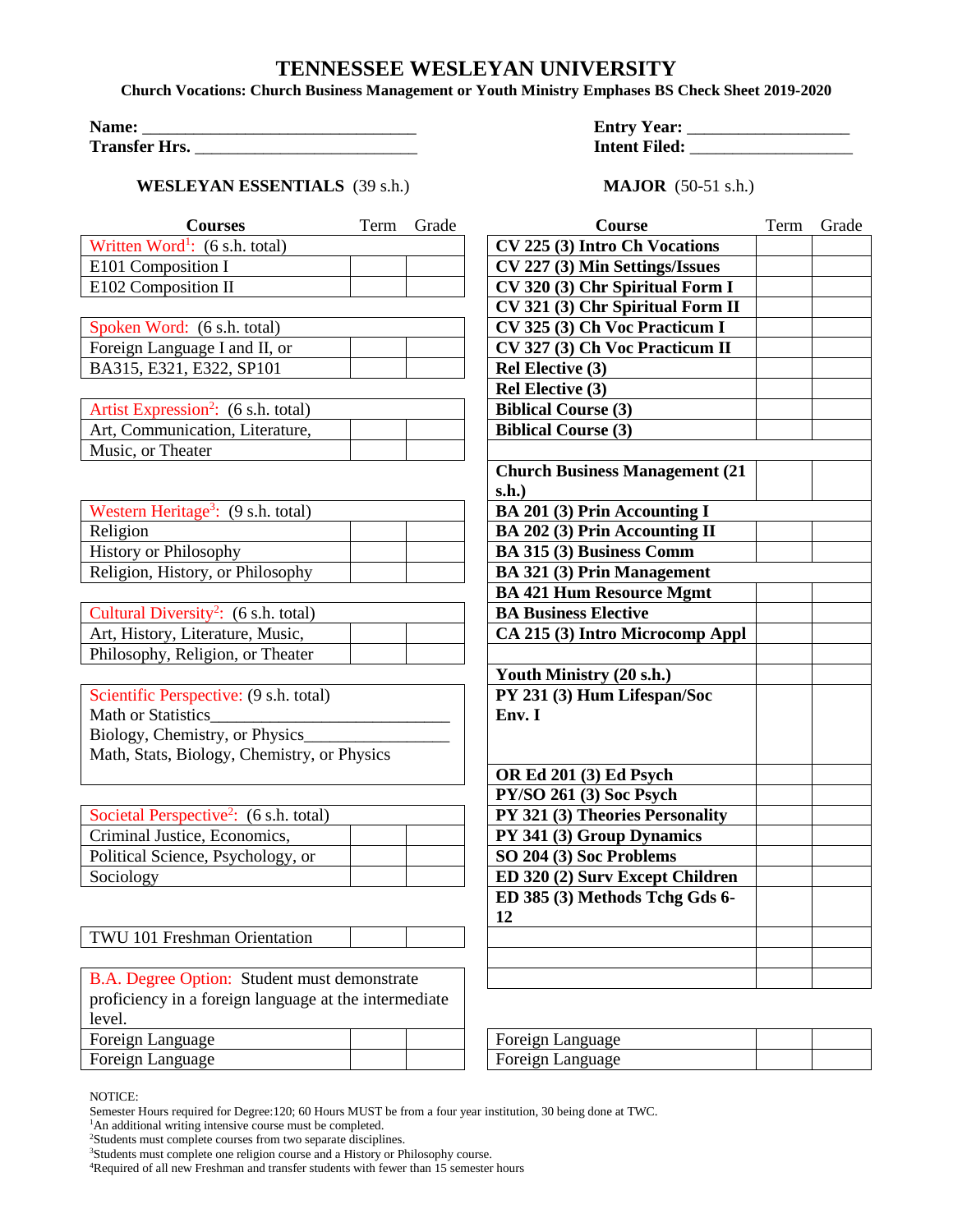# TENNESSEE WESLEYAN UNIVERSITY

**Church Vocations: Church Business Management or Youth Ministry Emphases BS Check Sheet 2019-2020**

**Name:** ________________________________ **Entry Year:** __________________

**Transfer Hrs.** _________________________ **Intent Filed:** __________________

## WESLEYAN ESSENTIALS (39 s.h.)

| Courses | Term | Grade |
|---|---|---|
| Written Word[1]: (6 s.h. total) | | |
| E101 Composition I | | |
| E102 Composition II | | |
| | | |
| Spoken Word: (6 s.h. total) | | |
| Foreign Language I and II, or | | |
| BA315, E321, E322, SP101 | | |
| | | |
| Artist Expression[2]: (6 s.h. total) | | |
| Art, Communication, Literature, | | |
| Music, or Theater | | |
| | | |
| Western Heritage[3]: (9 s.h. total) | | |
| Religion | | |
| History or Philosophy | | |
| Religion, History, or Philosophy | | |
| | | |
| Cultural Diversity[2]: (6 s.h. total) | | |
| Art, History, Literature, Music, | | |
| Philosophy, Religion, or Theater | | |
| | | |
| Scientific Perspective: (9 s.h. total) Math or Statistics____________________________ Biology, Chemistry, or Physics________________ Math, Stats, Biology, Chemistry, or Physics | | |
| | | |
| Societal Perspective[2]: (6 s.h. total) | | |
| Criminal Justice, Economics, | | |
| Political Science, Psychology, or | | |
| Sociology | | |
| | | |
| TWU 101 Freshman Orientation | | |
| | | |
| B.A. Degree Option: Student must demonstrate proficiency in a foreign language at the intermediate level. | | |
| Foreign Language | | |
| Foreign Language | | |

## MAJOR (50-51 s.h.)

| Course | Term | Grade |
|---|---|---|
| **CV 225 (3) Intro Ch Vocations** | | |
| **CV 227 (3) Min Settings/Issues** | | |
| **CV 320 (3) Chr Spiritual Form I** | | |
| **CV 321 (3) Chr Spiritual Form II** | | |
| **CV 325 (3) Ch Voc Practicum I** | | |
| **CV 327 (3) Ch Voc Practicum II** | | |
| **Rel Elective (3)** | | |
| **Rel Elective (3)** | | |
| **Biblical Course (3)** | | |
| **Biblical Course (3)** | | |
| | | |
| **Church Business Management (21 s.h.)** | | |
| **BA 201 (3) Prin Accounting I** | | |
| **BA 202 (3) Prin Accounting II** | | |
| **BA 315 (3) Business Comm** | | |
| **BA 321 (3) Prin Management** | | |
| **BA 421 Hum Resource Mgmt** | | |
| **BA Business Elective** | | |
| **CA 215 (3) Intro Microcomp Appl** | | |
| | | |
| **Youth Ministry (20 s.h.)** | | |
| **PY 231 (3) Hum Lifespan/Soc Env. I** | | |
| **OR Ed 201 (3) Ed Psych** | | |
| **PY/SO 261 (3) Soc Psych** | | |
| **PY 321 (3) Theories Personality** | | |
| **PY 341 (3) Group Dynamics** | | |
| **SO 204 (3) Soc Problems** | | |
| **ED 320 (2) Surv Except Children** | | |
| **ED 385 (3) Methods Tchg Gds 6-12** | | |
| | | |
| | | |
| | | |
| Foreign Language | | |
| Foreign Language | | |

NOTICE:

Semester Hours required for Degree:120; 60 Hours MUST be from a four year institution, 30 being done at TWC.

[1]An additional writing intensive course must be completed.

[2]Students must complete courses from two separate disciplines.

[3]Students must complete one religion course and a History or Philosophy course.

[4]Required of all new Freshman and transfer students with fewer than 15 semester hours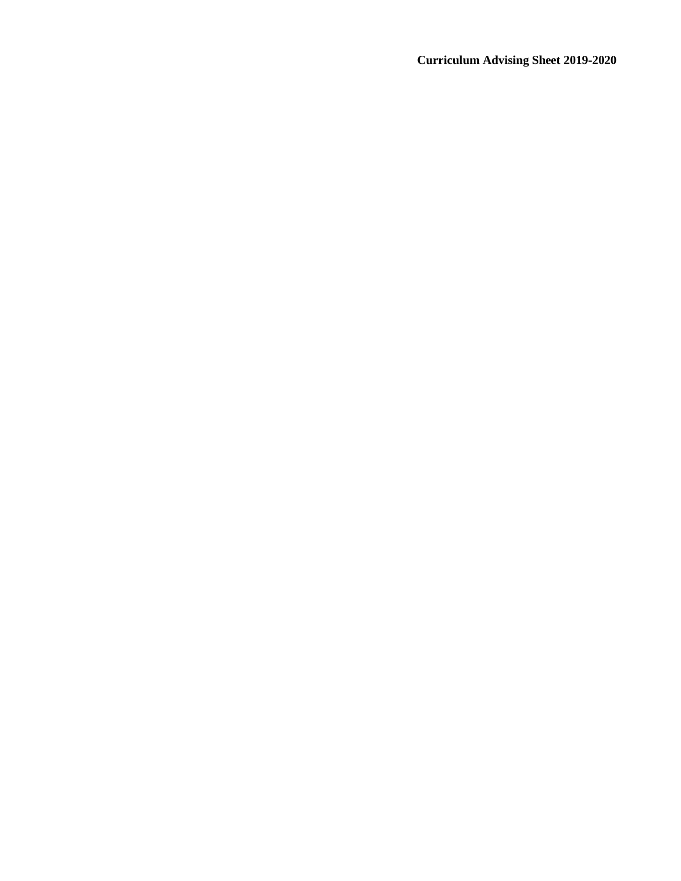**Curriculum Advising Sheet 2019-2020**